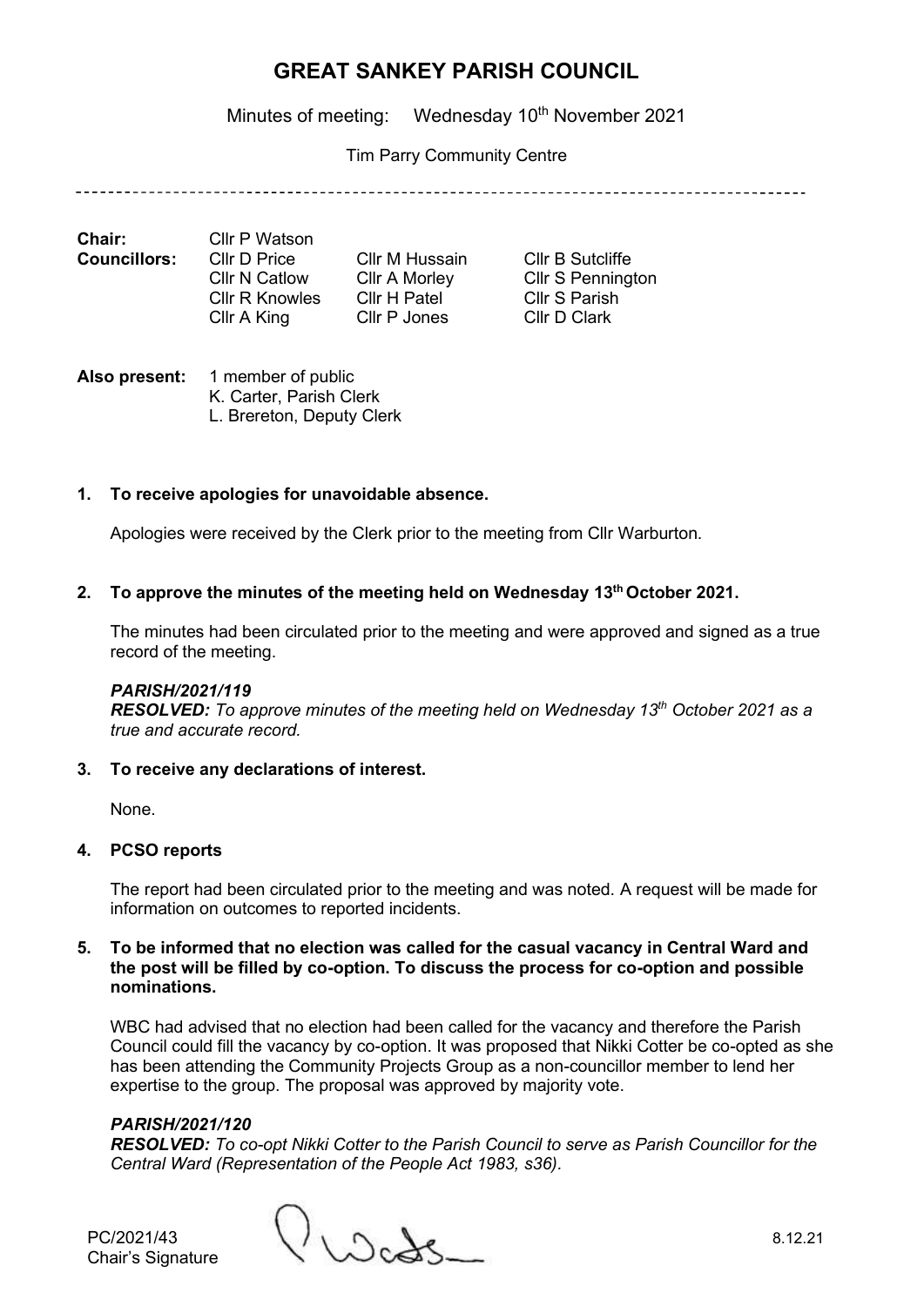# GREAT SANKEY PARISH COUNCIL

Minutes of meeting: Wednesday 10th November 2021

Tim Parry Community Centre

---

| | | | |
|---|---|---|---|
| **Chair:** | Cllr P Watson | | |
| **Councillors:** | Cllr D Price | Cllr M Hussain | Cllr B Sutcliffe |
| | Cllr N Catlow | Cllr A Morley | Cllr S Pennington |
| | Cllr R Knowles | Cllr H Patel | Cllr S Parish |
| | Cllr A King | Cllr P Jones | Cllr D Clark |

**Also present:** 1 member of public
K. Carter, Parish Clerk
L. Brereton, Deputy Clerk

**1. To receive apologies for unavoidable absence.**

Apologies were received by the Clerk prior to the meeting from Cllr Warburton.

**2. To approve the minutes of the meeting held on Wednesday 13th October 2021.**

The minutes had been circulated prior to the meeting and were approved and signed as a true record of the meeting.

***PARISH/2021/119***
***RESOLVED:*** *To approve minutes of the meeting held on Wednesday 13th October 2021 as a true and accurate record.*

**3. To receive any declarations of interest.**

None.

**4. PCSO reports**

The report had been circulated prior to the meeting and was noted. A request will be made for information on outcomes to reported incidents.

**5. To be informed that no election was called for the casual vacancy in Central Ward and the post will be filled by co-option. To discuss the process for co-option and possible nominations.**

WBC had advised that no election had been called for the vacancy and therefore the Parish Council could fill the vacancy by co-option. It was proposed that Nikki Cotter be co-opted as she has been attending the Community Projects Group as a non-councillor member to lend her expertise to the group. The proposal was approved by majority vote.

***PARISH/2021/120***
***RESOLVED:*** *To co-opt Nikki Cotter to the Parish Council to serve as Parish Councillor for the Central Ward (Representation of the People Act 1983, s36).*

PC/2021/43
Chair's Signature

8.12.21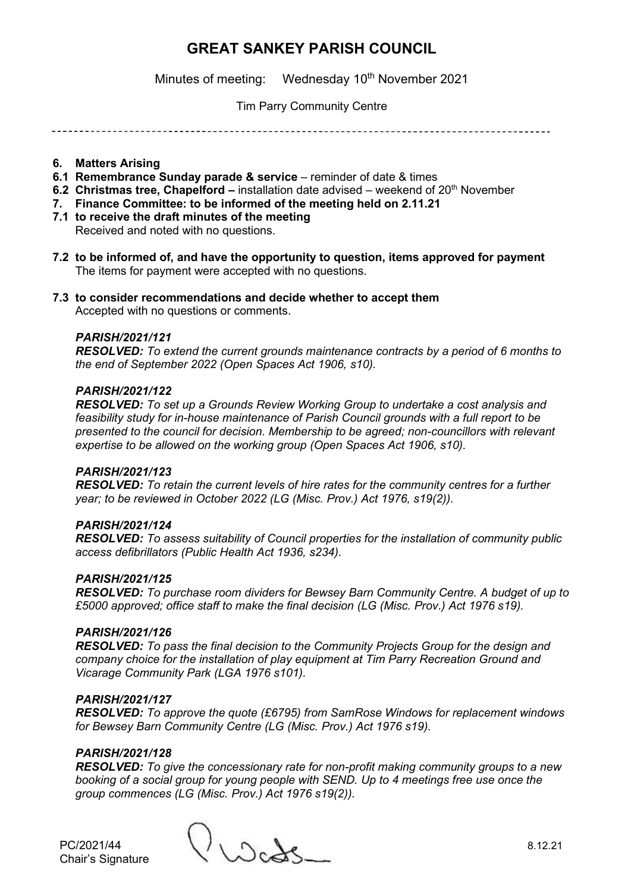# GREAT SANKEY PARISH COUNCIL

Minutes of meeting: Wednesday 10th November 2021

Tim Parry Community Centre

---

**6. Matters Arising**

**6.1 Remembrance Sunday parade & service** – reminder of date & times

**6.2 Christmas tree, Chapelford –** installation date advised – weekend of 20th November

**7. Finance Committee: to be informed of the meeting held on 2.11.21**

**7.1 to receive the draft minutes of the meeting**
Received and noted with no questions.

**7.2 to be informed of, and have the opportunity to question, items approved for payment**
The items for payment were accepted with no questions.

**7.3 to consider recommendations and decide whether to accept them**
Accepted with no questions or comments.

***PARISH/2021/121***
***RESOLVED:*** *To extend the current grounds maintenance contracts by a period of 6 months to the end of September 2022 (Open Spaces Act 1906, s10).*

***PARISH/2021/122***
***RESOLVED:*** *To set up a Grounds Review Working Group to undertake a cost analysis and feasibility study for in-house maintenance of Parish Council grounds with a full report to be presented to the council for decision. Membership to be agreed; non-councillors with relevant expertise to be allowed on the working group (Open Spaces Act 1906, s10).*

***PARISH/2021/123***
***RESOLVED:*** *To retain the current levels of hire rates for the community centres for a further year; to be reviewed in October 2022 (LG (Misc. Prov.) Act 1976, s19(2)).*

***PARISH/2021/124***
***RESOLVED:*** *To assess suitability of Council properties for the installation of community public access defibrillators (Public Health Act 1936, s234).*

***PARISH/2021/125***
***RESOLVED:*** *To purchase room dividers for Bewsey Barn Community Centre. A budget of up to £5000 approved; office staff to make the final decision (LG (Misc. Prov.) Act 1976 s19).*

***PARISH/2021/126***
***RESOLVED:*** *To pass the final decision to the Community Projects Group for the design and company choice for the installation of play equipment at Tim Parry Recreation Ground and Vicarage Community Park (LGA 1976 s101).*

***PARISH/2021/127***
***RESOLVED:*** *To approve the quote (£6795) from SamRose Windows for replacement windows for Bewsey Barn Community Centre (LG (Misc. Prov.) Act 1976 s19).*

***PARISH/2021/128***
***RESOLVED:*** *To give the concessionary rate for non-profit making community groups to a new booking of a social group for young people with SEND. Up to 4 meetings free use once the group commences (LG (Misc. Prov.) Act 1976 s19(2)).*

PC/2021/44
Chair's Signature

8.12.21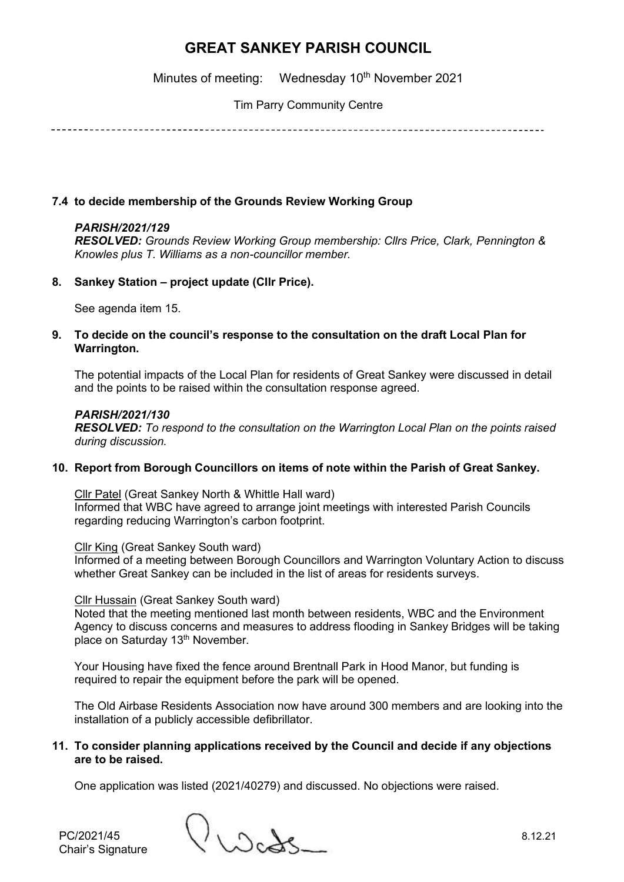**7.4 to decide membership of the Grounds Review Working Group**

***PARISH/2021/129***
***RESOLVED:*** *Grounds Review Working Group membership: Cllrs Price, Clark, Pennington & Knowles plus T. Williams as a non-councillor member.*

**8. Sankey Station – project update (Cllr Price).**

See agenda item 15.

**9. To decide on the council's response to the consultation on the draft Local Plan for Warrington.**

The potential impacts of the Local Plan for residents of Great Sankey were discussed in detail and the points to be raised within the consultation response agreed.

***PARISH/2021/130***
***RESOLVED:*** *To respond to the consultation on the Warrington Local Plan on the points raised during discussion.*

**10. Report from Borough Councillors on items of note within the Parish of Great Sankey.**

Cllr Patel (Great Sankey North & Whittle Hall ward)
Informed that WBC have agreed to arrange joint meetings with interested Parish Councils regarding reducing Warrington's carbon footprint.

Cllr King (Great Sankey South ward)
Informed of a meeting between Borough Councillors and Warrington Voluntary Action to discuss whether Great Sankey can be included in the list of areas for residents surveys.

Cllr Hussain (Great Sankey South ward)
Noted that the meeting mentioned last month between residents, WBC and the Environment Agency to discuss concerns and measures to address flooding in Sankey Bridges will be taking place on Saturday 13th November.

Your Housing have fixed the fence around Brentnall Park in Hood Manor, but funding is required to repair the equipment before the park will be opened.

The Old Airbase Residents Association now have around 300 members and are looking into the installation of a publicly accessible defibrillator.

**11. To consider planning applications received by the Council and decide if any objections are to be raised.**

One application was listed (2021/40279) and discussed. No objections were raised.

PC/2021/45
Chair's Signature 8.12.21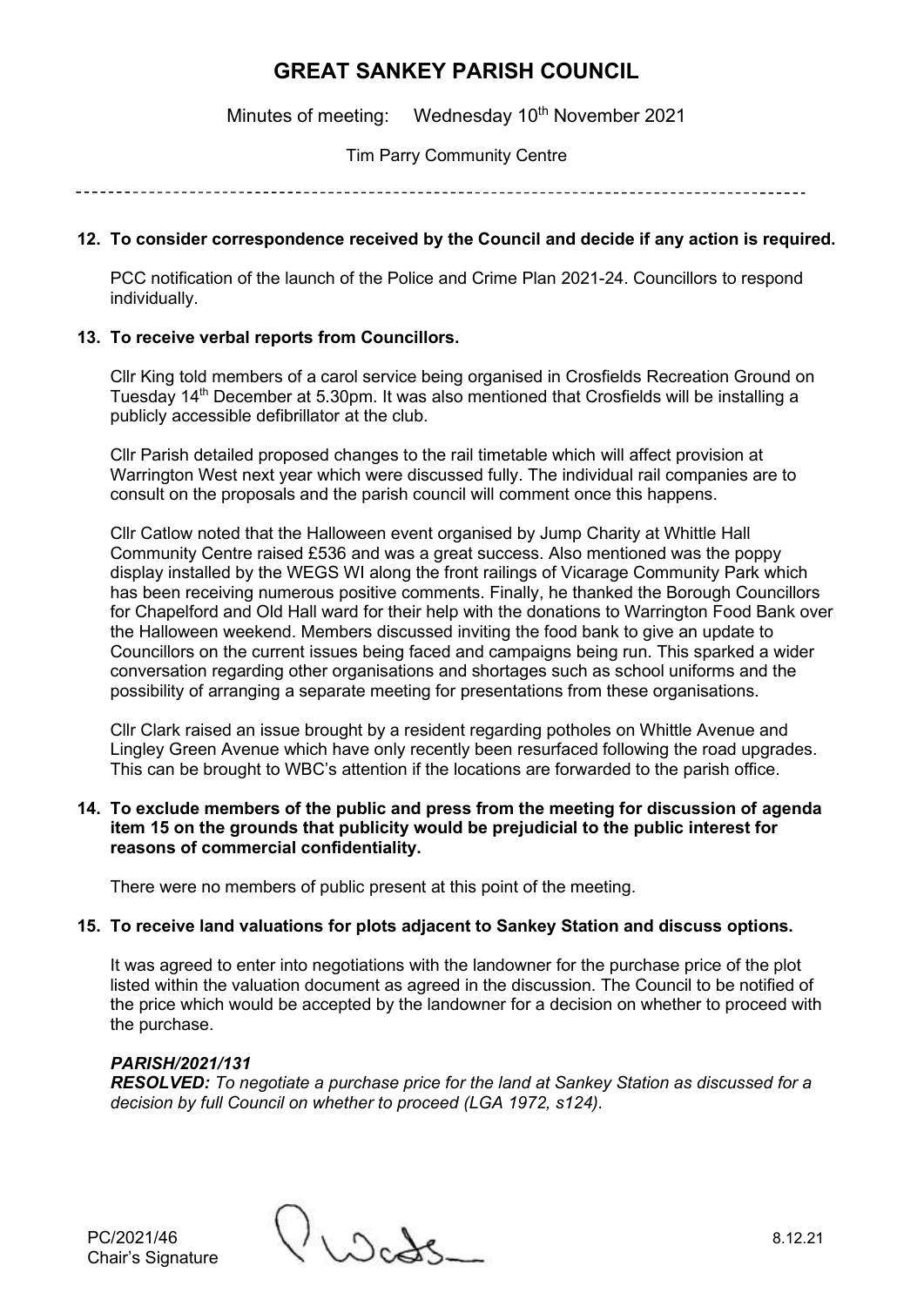# GREAT SANKEY PARISH COUNCIL

Minutes of meeting: Wednesday 10th November 2021

Tim Parry Community Centre

---

**12. To consider correspondence received by the Council and decide if any action is required.**

PCC notification of the launch of the Police and Crime Plan 2021-24. Councillors to respond individually.

**13. To receive verbal reports from Councillors.**

Cllr King told members of a carol service being organised in Crosfields Recreation Ground on Tuesday 14th December at 5.30pm. It was also mentioned that Crosfields will be installing a publicly accessible defibrillator at the club.

Cllr Parish detailed proposed changes to the rail timetable which will affect provision at Warrington West next year which were discussed fully. The individual rail companies are to consult on the proposals and the parish council will comment once this happens.

Cllr Catlow noted that the Halloween event organised by Jump Charity at Whittle Hall Community Centre raised £536 and was a great success. Also mentioned was the poppy display installed by the WEGS WI along the front railings of Vicarage Community Park which has been receiving numerous positive comments. Finally, he thanked the Borough Councillors for Chapelford and Old Hall ward for their help with the donations to Warrington Food Bank over the Halloween weekend. Members discussed inviting the food bank to give an update to Councillors on the current issues being faced and campaigns being run. This sparked a wider conversation regarding other organisations and shortages such as school uniforms and the possibility of arranging a separate meeting for presentations from these organisations.

Cllr Clark raised an issue brought by a resident regarding potholes on Whittle Avenue and Lingley Green Avenue which have only recently been resurfaced following the road upgrades. This can be brought to WBC's attention if the locations are forwarded to the parish office.

**14. To exclude members of the public and press from the meeting for discussion of agenda item 15 on the grounds that publicity would be prejudicial to the public interest for reasons of commercial confidentiality.**

There were no members of public present at this point of the meeting.

**15. To receive land valuations for plots adjacent to Sankey Station and discuss options.**

It was agreed to enter into negotiations with the landowner for the purchase price of the plot listed within the valuation document as agreed in the discussion. The Council to be notified of the price which would be accepted by the landowner for a decision on whether to proceed with the purchase.

***PARISH/2021/131***
***RESOLVED:*** *To negotiate a purchase price for the land at Sankey Station as discussed for a decision by full Council on whether to proceed (LGA 1972, s124).*

PC/2021/46
Chair's Signature

8.12.21